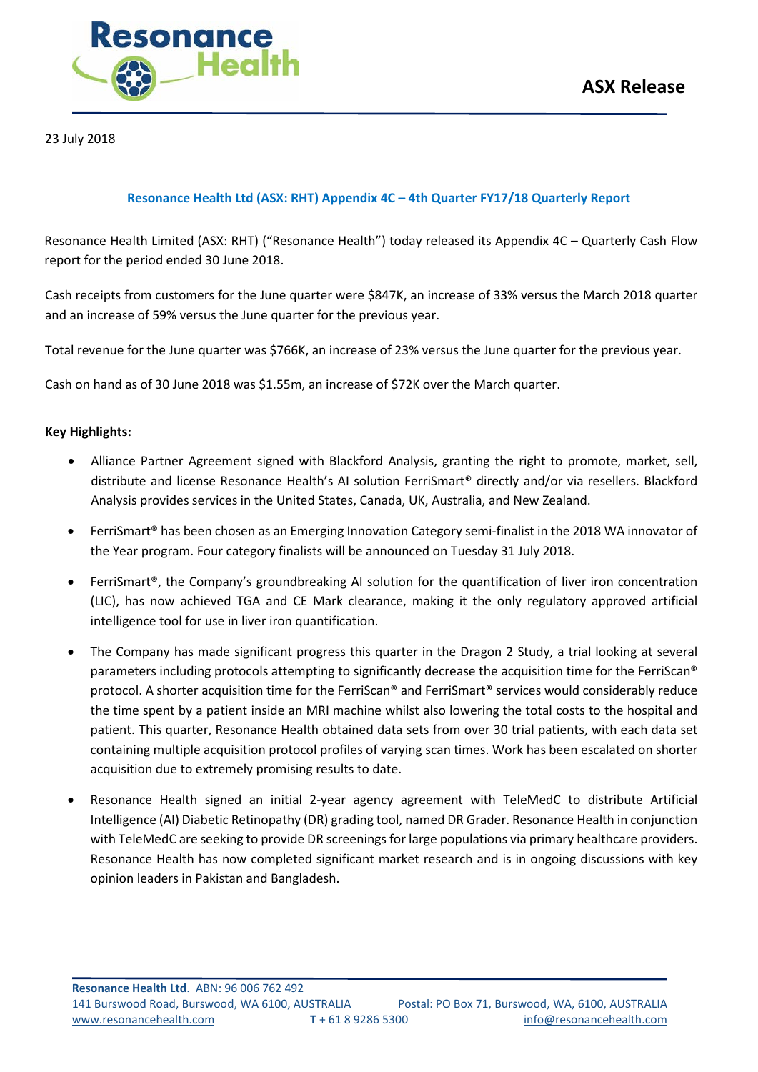**ASX Release**

23 July 2018

## Resonance Health Ltd (ASX: RHT) Appendix 4C – 4th Quarter FY17/18 Quarterly Report

Resonance Health Limited (ASX: RHT) ("Resonance Health") today released its Appendix 4C – Quarterly Cash Flow report for the period ended 30 June 2018.

Cash receipts from customers for the June quarter were $847K, an increase of 33% versus the March 2018 quarter and an increase of 59% versus the June quarter for the previous year.

Total revenue for the June quarter was $766K, an increase of 23% versus the June quarter for the previous year.

Cash on hand as of 30 June 2018 was $1.55m, an increase of $72K over the March quarter.

**Key Highlights:**

- Alliance Partner Agreement signed with Blackford Analysis, granting the right to promote, market, sell, distribute and license Resonance Health's AI solution FerriSmart® directly and/or via resellers. Blackford Analysis provides services in the United States, Canada, UK, Australia, and New Zealand.
- FerriSmart® has been chosen as an Emerging Innovation Category semi-finalist in the 2018 WA innovator of the Year program. Four category finalists will be announced on Tuesday 31 July 2018.
- FerriSmart®, the Company's groundbreaking AI solution for the quantification of liver iron concentration (LIC), has now achieved TGA and CE Mark clearance, making it the only regulatory approved artificial intelligence tool for use in liver iron quantification.
- The Company has made significant progress this quarter in the Dragon 2 Study, a trial looking at several parameters including protocols attempting to significantly decrease the acquisition time for the FerriScan® protocol. A shorter acquisition time for the FerriScan® and FerriSmart® services would considerably reduce the time spent by a patient inside an MRI machine whilst also lowering the total costs to the hospital and patient. This quarter, Resonance Health obtained data sets from over 30 trial patients, with each data set containing multiple acquisition protocol profiles of varying scan times. Work has been escalated on shorter acquisition due to extremely promising results to date.
- Resonance Health signed an initial 2-year agency agreement with TeleMedC to distribute Artificial Intelligence (AI) Diabetic Retinopathy (DR) grading tool, named DR Grader. Resonance Health in conjunction with TeleMedC are seeking to provide DR screenings for large populations via primary healthcare providers. Resonance Health has now completed significant market research and is in ongoing discussions with key opinion leaders in Pakistan and Bangladesh.

**Resonance Health Ltd**. ABN: 96 006 762 492
141 Burswood Road, Burswood, WA 6100, AUSTRALIA Postal: PO Box 71, Burswood, WA, 6100, AUSTRALIA
www.resonancehealth.com **T** + 61 8 9286 5300 info@resonancehealth.com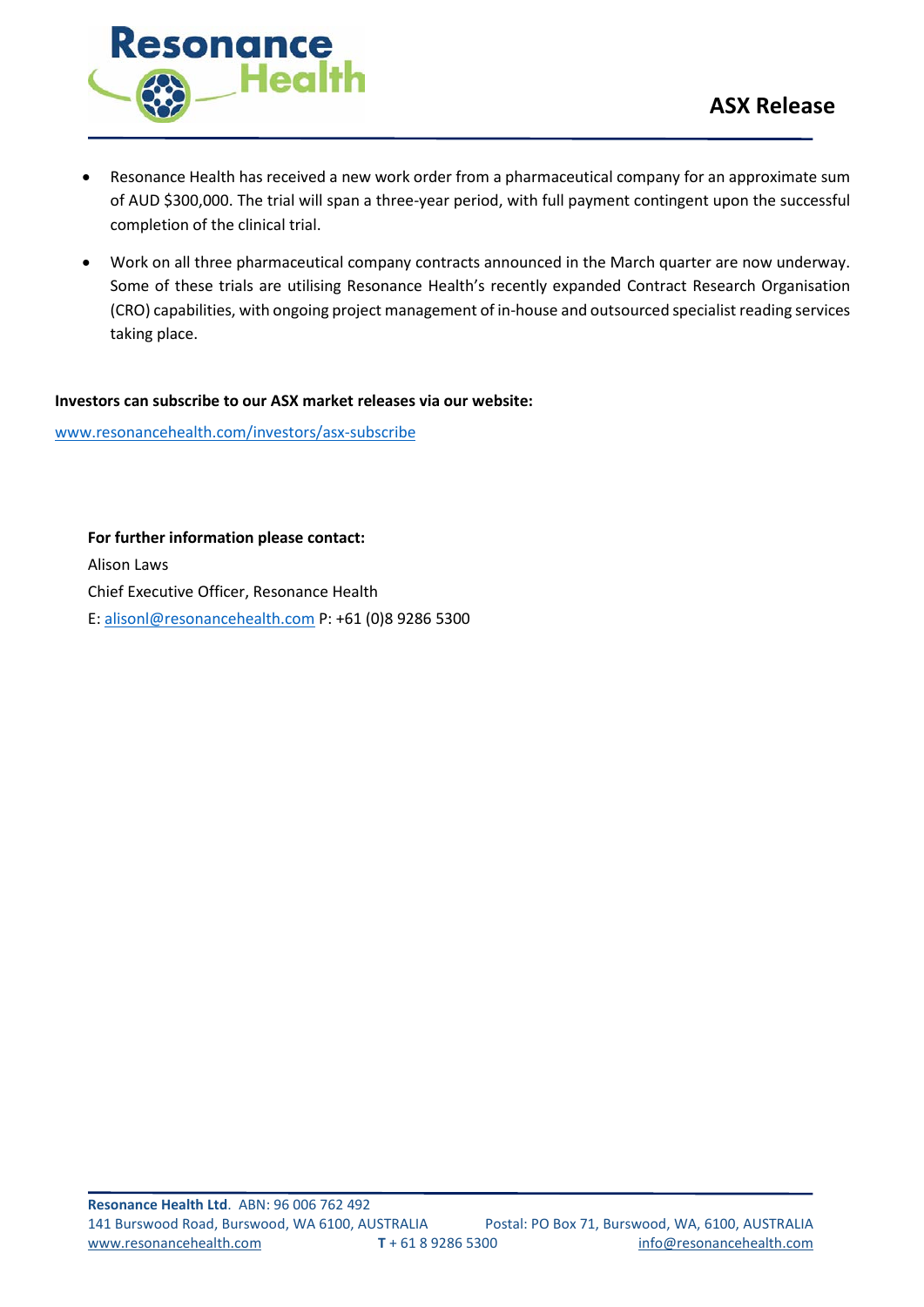- Resonance Health has received a new work order from a pharmaceutical company for an approximate sum of AUD $300,000. The trial will span a three-year period, with full payment contingent upon the successful completion of the clinical trial.
- Work on all three pharmaceutical company contracts announced in the March quarter are now underway. Some of these trials are utilising Resonance Health's recently expanded Contract Research Organisation (CRO) capabilities, with ongoing project management of in-house and outsourced specialist reading services taking place.

**Investors can subscribe to our ASX market releases via our website:**

www.resonancehealth.com/investors/asx-subscribe

**For further information please contact:**

Alison Laws

Chief Executive Officer, Resonance Health

E: alisonl@resonancehealth.com P: +61 (0)8 9286 5300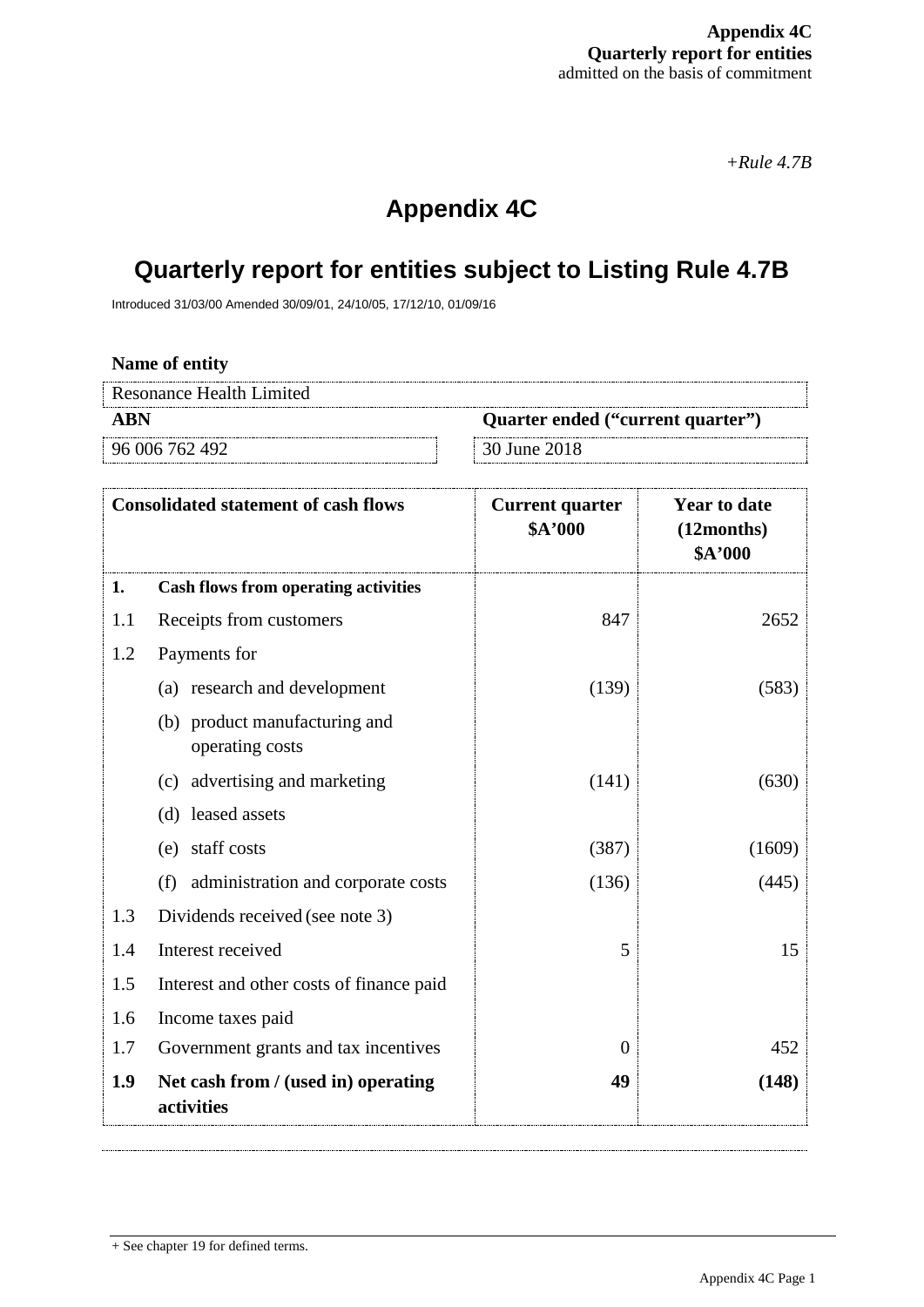**Appendix 4C**
**Quarterly report for entities**
admitted on the basis of commitment

*+Rule 4.7B*

# Appendix 4C

# Quarterly report for entities subject to Listing Rule 4.7B

Introduced 31/03/00 Amended 30/09/01, 24/10/05, 17/12/10, 01/09/16

**Name of entity**

| Resonance Health Limited | |
|---|---|
| **ABN** | **Quarter ended ("current quarter")** |
| 96 006 762 492 | 30 June 2018 |

| | **Consolidated statement of cash flows** | **Current quarter $A'000** | **Year to date (12months) $A'000** |
|---|---|---|---|
| **1.** | **Cash flows from operating activities** | | |
| 1.1 | Receipts from customers | 847 | 2652 |
| 1.2 | Payments for | | |
| | (a) research and development | (139) | (583) |
| | (b) product manufacturing and operating costs | | |
| | (c) advertising and marketing | (141) | (630) |
| | (d) leased assets | | |
| | (e) staff costs | (387) | (1609) |
| | (f) administration and corporate costs | (136) | (445) |
| 1.3 | Dividends received (see note 3) | | |
| 1.4 | Interest received | 5 | 15 |
| 1.5 | Interest and other costs of finance paid | | |
| 1.6 | Income taxes paid | | |
| 1.7 | Government grants and tax incentives | 0 | 452 |
| **1.9** | **Net cash from / (used in) operating activities** | **49** | **(148)** |

+ See chapter 19 for defined terms.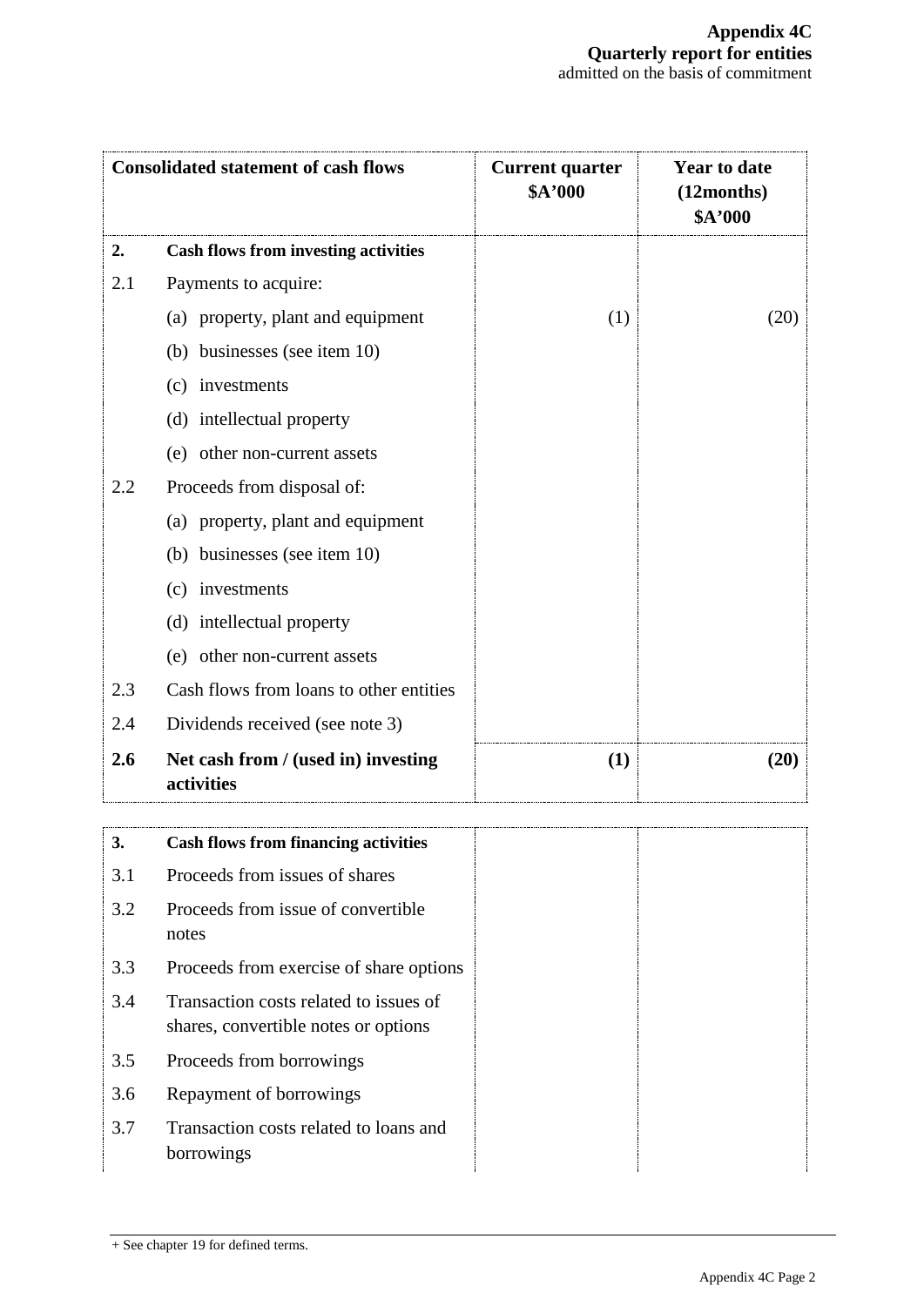| Consolidated statement of cash flows | | Current quarter $A'000 | Year to date (12months) $A'000 |
|---|---|---|---|
| **2.** | **Cash flows from investing activities** | | |
| 2.1 | Payments to acquire: | | |
| | (a) property, plant and equipment | (1) | (20) |
| | (b) businesses (see item 10) | | |
| | (c) investments | | |
| | (d) intellectual property | | |
| | (e) other non-current assets | | |
| 2.2 | Proceeds from disposal of: | | |
| | (a) property, plant and equipment | | |
| | (b) businesses (see item 10) | | |
| | (c) investments | | |
| | (d) intellectual property | | |
| | (e) other non-current assets | | |
| 2.3 | Cash flows from loans to other entities | | |
| 2.4 | Dividends received (see note 3) | | |
| **2.6** | **Net cash from / (used in) investing activities** | **(1)** | **(20)** |

| | | | |
|---|---|---|---|
| **3.** | **Cash flows from financing activities** | | |
| 3.1 | Proceeds from issues of shares | | |
| 3.2 | Proceeds from issue of convertible notes | | |
| 3.3 | Proceeds from exercise of share options | | |
| 3.4 | Transaction costs related to issues of shares, convertible notes or options | | |
| 3.5 | Proceeds from borrowings | | |
| 3.6 | Repayment of borrowings | | |
| 3.7 | Transaction costs related to loans and borrowings | | |

+ See chapter 19 for defined terms.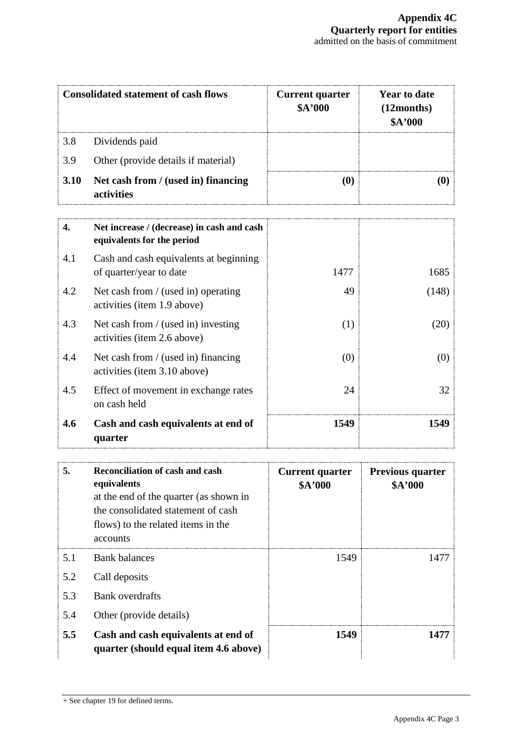| Consolidated statement of cash flows | | Current quarter $A'000 | Year to date (12months) $A'000 |
|---|---|---|---|
| 3.8 | Dividends paid | | |
| 3.9 | Other (provide details if material) | | |
| **3.10** | **Net cash from / (used in) financing activities** | **(0)** | **(0)** |

| | | | |
|---|---|---|---|
| **4.** | **Net increase / (decrease) in cash and cash equivalents for the period** | | |
| 4.1 | Cash and cash equivalents at beginning of quarter/year to date | 1477 | 1685 |
| 4.2 | Net cash from / (used in) operating activities (item 1.9 above) | 49 | (148) |
| 4.3 | Net cash from / (used in) investing activities (item 2.6 above) | (1) | (20) |
| 4.4 | Net cash from / (used in) financing activities (item 3.10 above) | (0) | (0) |
| 4.5 | Effect of movement in exchange rates on cash held | 24 | 32 |
| **4.6** | **Cash and cash equivalents at end of quarter** | **1549** | **1549** |

| **5.** | **Reconciliation of cash and cash equivalents** at the end of the quarter (as shown in the consolidated statement of cash flows) to the related items in the accounts | **Current quarter $A'000** | **Previous quarter $A'000** |
|---|---|---|---|
| 5.1 | Bank balances | 1549 | 1477 |
| 5.2 | Call deposits | | |
| 5.3 | Bank overdrafts | | |
| 5.4 | Other (provide details) | | |
| **5.5** | **Cash and cash equivalents at end of quarter (should equal item 4.6 above)** | **1549** | **1477** |

+ See chapter 19 for defined terms.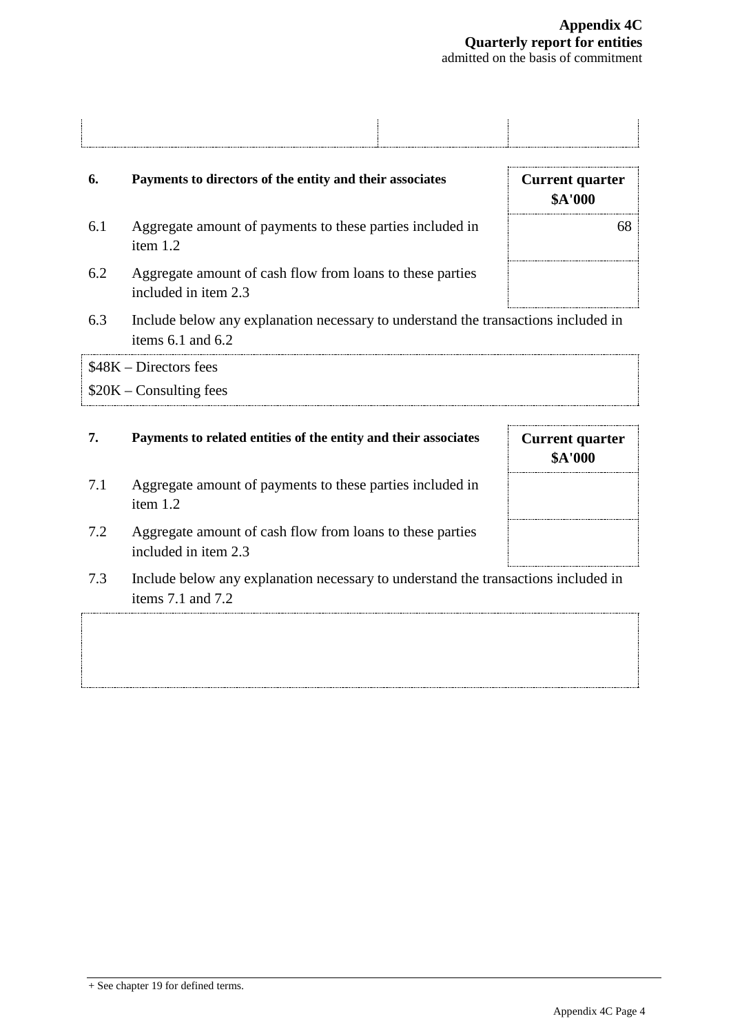| | | |
|---|---|---|

| 6. | **Payments to directors of the entity and their associates** | **Current quarter $A'000** |
|---|---|---|
| 6.1 | Aggregate amount of payments to these parties included in item 1.2 | 68 |
| 6.2 | Aggregate amount of cash flow from loans to these parties included in item 2.3 | |

6.3 Include below any explanation necessary to understand the transactions included in items 6.1 and 6.2

$48K – Directors fees
$20K – Consulting fees

| 7. | **Payments to related entities of the entity and their associates** | **Current quarter $A'000** |
|---|---|---|
| 7.1 | Aggregate amount of payments to these parties included in item 1.2 | |
| 7.2 | Aggregate amount of cash flow from loans to these parties included in item 2.3 | |

7.3 Include below any explanation necessary to understand the transactions included in items 7.1 and 7.2

+ See chapter 19 for defined terms.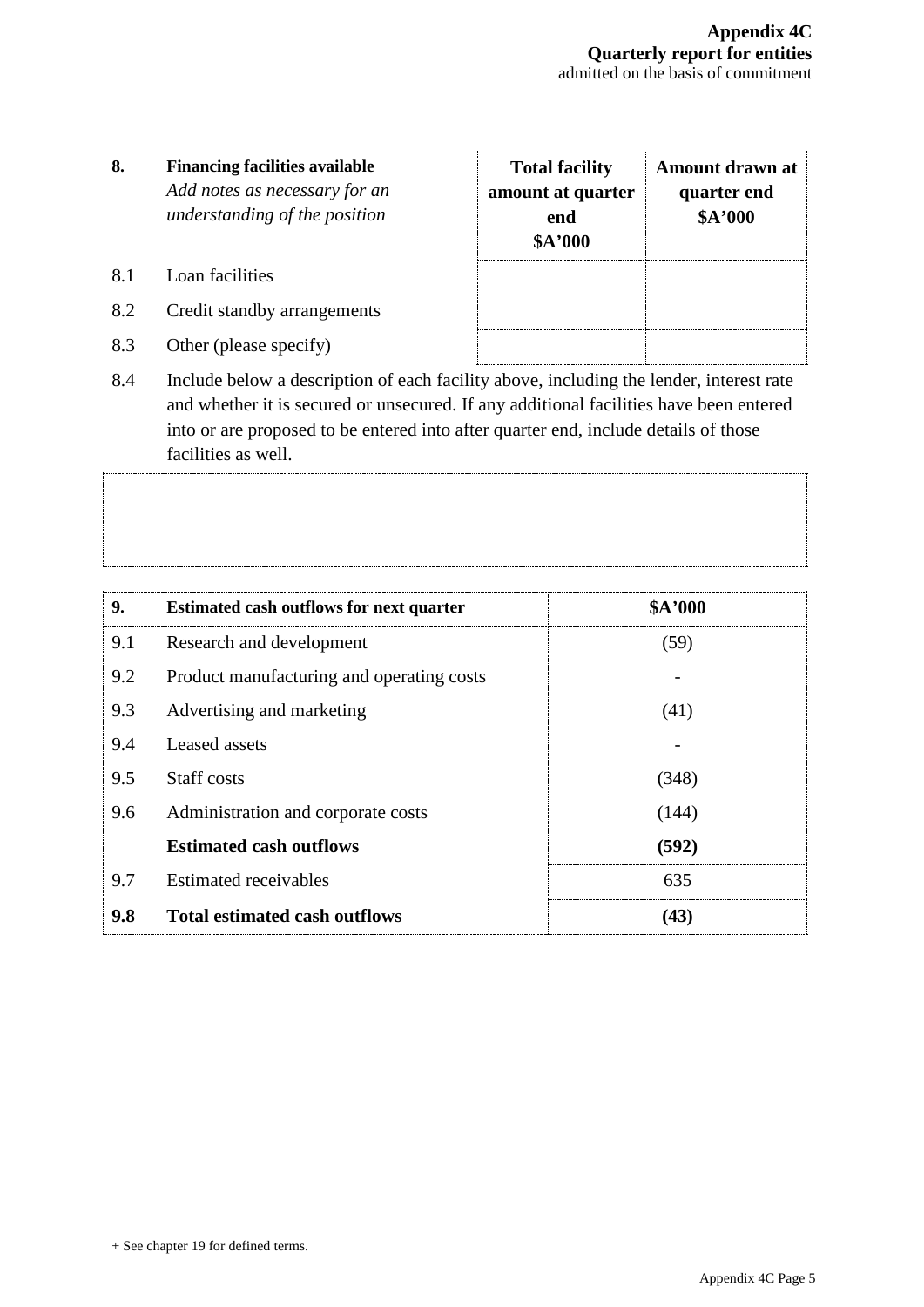| 8. | **Financing facilities available** *Add notes as necessary for an understanding of the position* | **Total facility amount at quarter end $A'000** | **Amount drawn at quarter end $A'000** |
|---|---|---|---|
| 8.1 | Loan facilities | | |
| 8.2 | Credit standby arrangements | | |
| 8.3 | Other (please specify) | | |

8.4 Include below a description of each facility above, including the lender, interest rate and whether it is secured or unsecured. If any additional facilities have been entered into or are proposed to be entered into after quarter end, include details of those facilities as well.

| 9. | **Estimated cash outflows for next quarter** | **$A'000** |
|---|---|---|
| 9.1 | Research and development | (59) |
| 9.2 | Product manufacturing and operating costs | - |
| 9.3 | Advertising and marketing | (41) |
| 9.4 | Leased assets | - |
| 9.5 | Staff costs | (348) |
| 9.6 | Administration and corporate costs | (144) |
| | **Estimated cash outflows** | **(592)** |
| 9.7 | Estimated receivables | 635 |
| **9.8** | **Total estimated cash outflows** | **(43)** |

+ See chapter 19 for defined terms.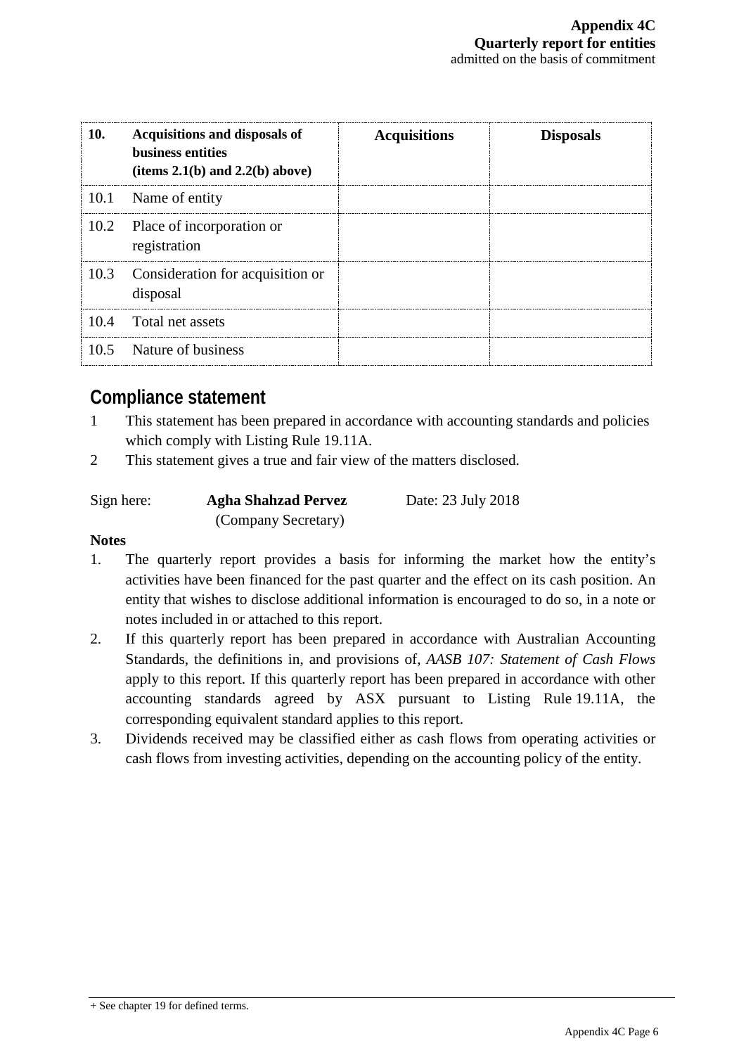| 10. | Acquisitions and disposals of business entities (items 2.1(b) and 2.2(b) above) | Acquisitions | Disposals |
|---|---|---|---|
| 10.1 | Name of entity | | |
| 10.2 | Place of incorporation or registration | | |
| 10.3 | Consideration for acquisition or disposal | | |
| 10.4 | Total net assets | | |
| 10.5 | Nature of business | | |

## Compliance statement

1 This statement has been prepared in accordance with accounting standards and policies which comply with Listing Rule 19.11A.

2 This statement gives a true and fair view of the matters disclosed.

Sign here: **Agha Shahzad Pervez** Date: 23 July 2018
(Company Secretary)

**Notes**

1. The quarterly report provides a basis for informing the market how the entity's activities have been financed for the past quarter and the effect on its cash position. An entity that wishes to disclose additional information is encouraged to do so, in a note or notes included in or attached to this report.
2. If this quarterly report has been prepared in accordance with Australian Accounting Standards, the definitions in, and provisions of, *AASB 107: Statement of Cash Flows* apply to this report. If this quarterly report has been prepared in accordance with other accounting standards agreed by ASX pursuant to Listing Rule 19.11A, the corresponding equivalent standard applies to this report.
3. Dividends received may be classified either as cash flows from operating activities or cash flows from investing activities, depending on the accounting policy of the entity.